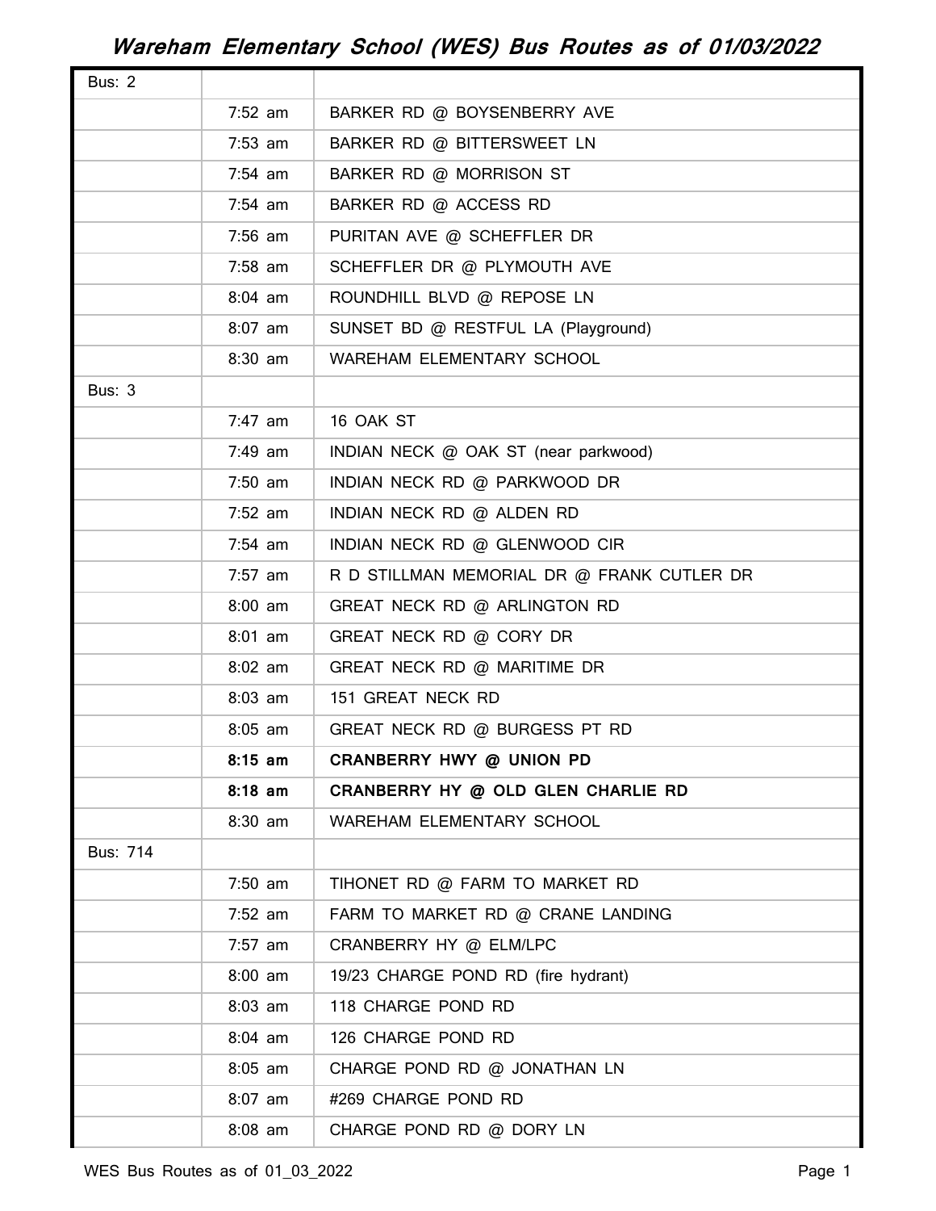# Wareham Elementary School (WES) Bus Routes as of 01/03/2022

| Bus: 2 | | |
|---|---|---|
| | 7:52 am | BARKER RD @ BOYSENBERRY AVE |
| | 7:53 am | BARKER RD @ BITTERSWEET LN |
| | 7:54 am | BARKER RD @ MORRISON ST |
| | 7:54 am | BARKER RD @ ACCESS RD |
| | 7:56 am | PURITAN AVE @ SCHEFFLER DR |
| | 7:58 am | SCHEFFLER DR @ PLYMOUTH AVE |
| | 8:04 am | ROUNDHILL BLVD @ REPOSE LN |
| | 8:07 am | SUNSET BD @ RESTFUL LA (Playground) |
| | 8:30 am | WAREHAM ELEMENTARY SCHOOL |
| Bus: 3 | | |
| | 7:47 am | 16 OAK ST |
| | 7:49 am | INDIAN NECK @ OAK ST (near parkwood) |
| | 7:50 am | INDIAN NECK RD @ PARKWOOD DR |
| | 7:52 am | INDIAN NECK RD @ ALDEN RD |
| | 7:54 am | INDIAN NECK RD @ GLENWOOD CIR |
| | 7:57 am | R D STILLMAN MEMORIAL DR @ FRANK CUTLER DR |
| | 8:00 am | GREAT NECK RD @ ARLINGTON RD |
| | 8:01 am | GREAT NECK RD @ CORY DR |
| | 8:02 am | GREAT NECK RD @ MARITIME DR |
| | 8:03 am | 151 GREAT NECK RD |
| | 8:05 am | GREAT NECK RD @ BURGESS PT RD |
| | **8:15 am** | **CRANBERRY HWY @ UNION PD** |
| | **8:18 am** | **CRANBERRY HY @ OLD GLEN CHARLIE RD** |
| | 8:30 am | WAREHAM ELEMENTARY SCHOOL |
| Bus: 714 | | |
| | 7:50 am | TIHONET RD @ FARM TO MARKET RD |
| | 7:52 am | FARM TO MARKET RD @ CRANE LANDING |
| | 7:57 am | CRANBERRY HY @ ELM/LPC |
| | 8:00 am | 19/23 CHARGE POND RD (fire hydrant) |
| | 8:03 am | 118 CHARGE POND RD |
| | 8:04 am | 126 CHARGE POND RD |
| | 8:05 am | CHARGE POND RD @ JONATHAN LN |
| | 8:07 am | #269 CHARGE POND RD |
| | 8:08 am | CHARGE POND RD @ DORY LN |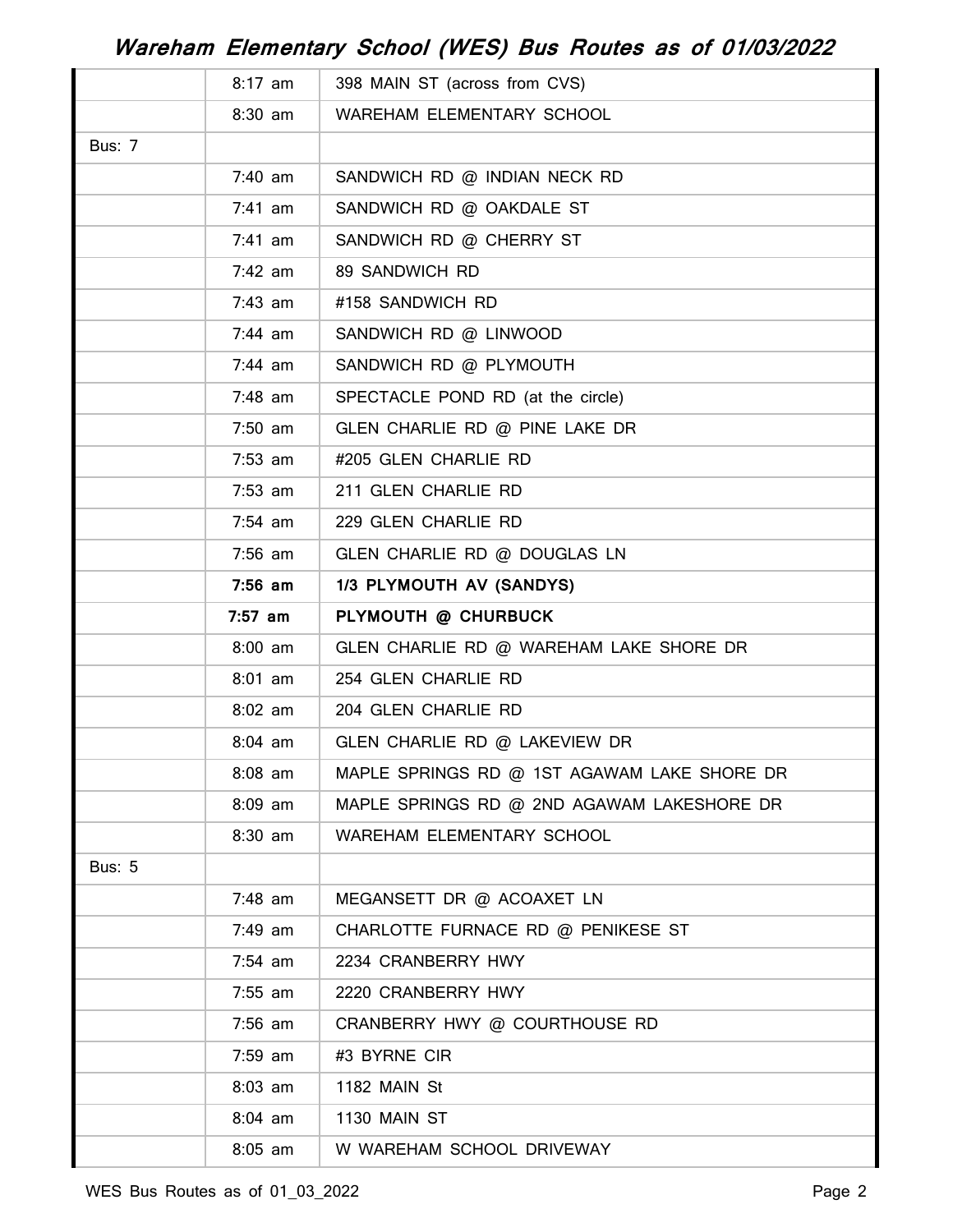# Wareham Elementary School (WES) Bus Routes as of 01/03/2022

| | | |
|---|---|---|
| | 8:17 am | 398 MAIN ST (across from CVS) |
| | 8:30 am | WAREHAM ELEMENTARY SCHOOL |
| Bus: 7 | | |
| | 7:40 am | SANDWICH RD @ INDIAN NECK RD |
| | 7:41 am | SANDWICH RD @ OAKDALE ST |
| | 7:41 am | SANDWICH RD @ CHERRY ST |
| | 7:42 am | 89 SANDWICH RD |
| | 7:43 am | #158 SANDWICH RD |
| | 7:44 am | SANDWICH RD @ LINWOOD |
| | 7:44 am | SANDWICH RD @ PLYMOUTH |
| | 7:48 am | SPECTACLE POND RD (at the circle) |
| | 7:50 am | GLEN CHARLIE RD @ PINE LAKE DR |
| | 7:53 am | #205 GLEN CHARLIE RD |
| | 7:53 am | 211 GLEN CHARLIE RD |
| | 7:54 am | 229 GLEN CHARLIE RD |
| | 7:56 am | GLEN CHARLIE RD @ DOUGLAS LN |
| | **7:56 am** | **1/3 PLYMOUTH AV (SANDYS)** |
| | **7:57 am** | **PLYMOUTH @ CHURBUCK** |
| | 8:00 am | GLEN CHARLIE RD @ WAREHAM LAKE SHORE DR |
| | 8:01 am | 254 GLEN CHARLIE RD |
| | 8:02 am | 204 GLEN CHARLIE RD |
| | 8:04 am | GLEN CHARLIE RD @ LAKEVIEW DR |
| | 8:08 am | MAPLE SPRINGS RD @ 1ST AGAWAM LAKE SHORE DR |
| | 8:09 am | MAPLE SPRINGS RD @ 2ND AGAWAM LAKESHORE DR |
| | 8:30 am | WAREHAM ELEMENTARY SCHOOL |
| Bus: 5 | | |
| | 7:48 am | MEGANSETT DR @ ACOAXET LN |
| | 7:49 am | CHARLOTTE FURNACE RD @ PENIKESE ST |
| | 7:54 am | 2234 CRANBERRY HWY |
| | 7:55 am | 2220 CRANBERRY HWY |
| | 7:56 am | CRANBERRY HWY @ COURTHOUSE RD |
| | 7:59 am | #3 BYRNE CIR |
| | 8:03 am | 1182 MAIN St |
| | 8:04 am | 1130 MAIN ST |
| | 8:05 am | W WAREHAM SCHOOL DRIVEWAY |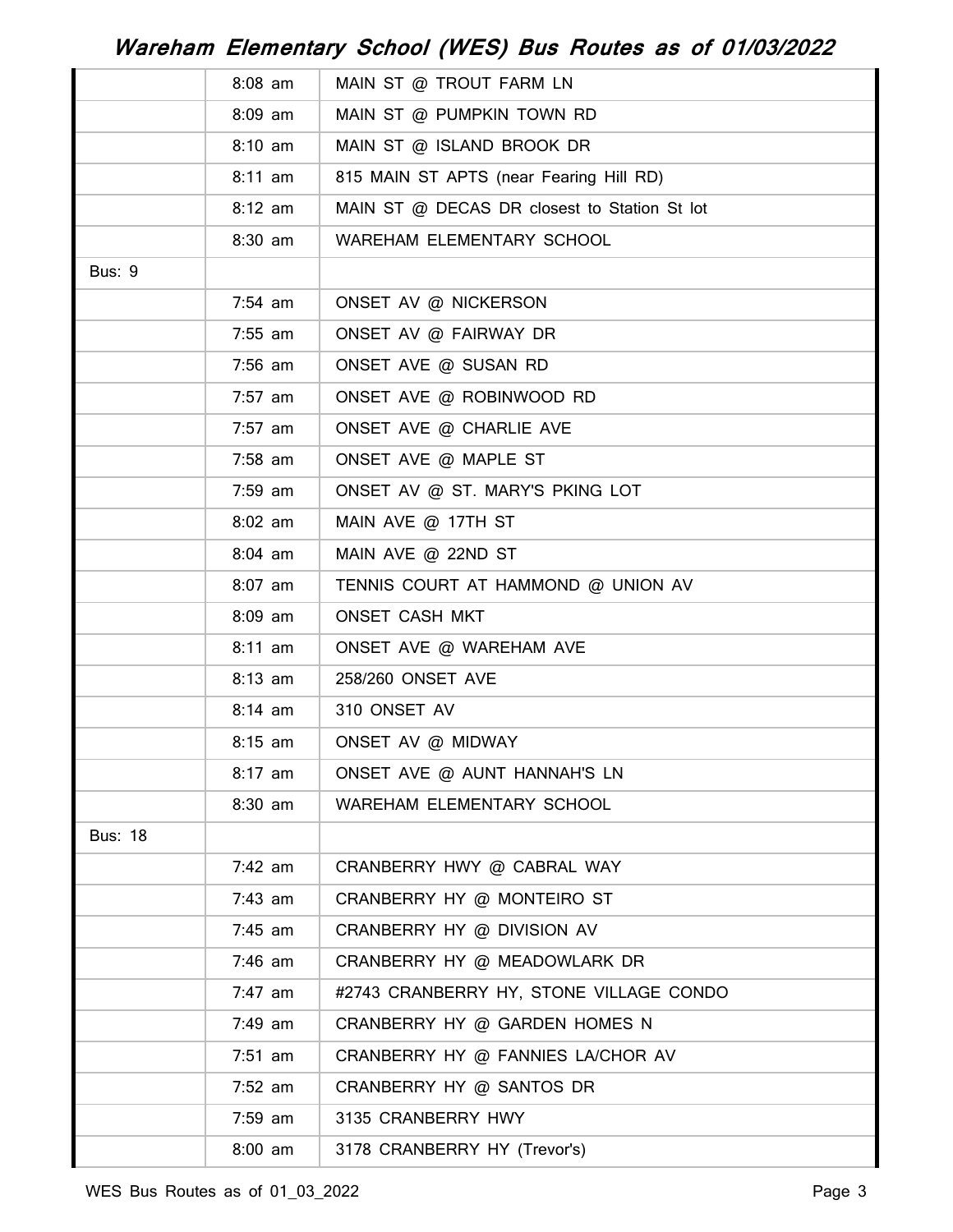# Wareham Elementary School (WES) Bus Routes as of 01/03/2022

| | | |
|---|---|---|
| | 8:08 am | MAIN ST @ TROUT FARM LN |
| | 8:09 am | MAIN ST @ PUMPKIN TOWN RD |
| | 8:10 am | MAIN ST @ ISLAND BROOK DR |
| | 8:11 am | 815 MAIN ST APTS (near Fearing Hill RD) |
| | 8:12 am | MAIN ST @ DECAS DR closest to Station St lot |
| | 8:30 am | WAREHAM ELEMENTARY SCHOOL |
| Bus: 9 | | |
| | 7:54 am | ONSET AV @ NICKERSON |
| | 7:55 am | ONSET AV @ FAIRWAY DR |
| | 7:56 am | ONSET AVE @ SUSAN RD |
| | 7:57 am | ONSET AVE @ ROBINWOOD RD |
| | 7:57 am | ONSET AVE @ CHARLIE AVE |
| | 7:58 am | ONSET AVE @ MAPLE ST |
| | 7:59 am | ONSET AV @ ST. MARY'S PKING LOT |
| | 8:02 am | MAIN AVE @ 17TH ST |
| | 8:04 am | MAIN AVE @ 22ND ST |
| | 8:07 am | TENNIS COURT AT HAMMOND @ UNION AV |
| | 8:09 am | ONSET CASH MKT |
| | 8:11 am | ONSET AVE @ WAREHAM AVE |
| | 8:13 am | 258/260 ONSET AVE |
| | 8:14 am | 310 ONSET AV |
| | 8:15 am | ONSET AV @ MIDWAY |
| | 8:17 am | ONSET AVE @ AUNT HANNAH'S LN |
| | 8:30 am | WAREHAM ELEMENTARY SCHOOL |
| Bus: 18 | | |
| | 7:42 am | CRANBERRY HWY @ CABRAL WAY |
| | 7:43 am | CRANBERRY HY @ MONTEIRO ST |
| | 7:45 am | CRANBERRY HY @ DIVISION AV |
| | 7:46 am | CRANBERRY HY @ MEADOWLARK DR |
| | 7:47 am | #2743 CRANBERRY HY, STONE VILLAGE CONDO |
| | 7:49 am | CRANBERRY HY @ GARDEN HOMES N |
| | 7:51 am | CRANBERRY HY @ FANNIES LA/CHOR AV |
| | 7:52 am | CRANBERRY HY @ SANTOS DR |
| | 7:59 am | 3135 CRANBERRY HWY |
| | 8:00 am | 3178 CRANBERRY HY (Trevor's) |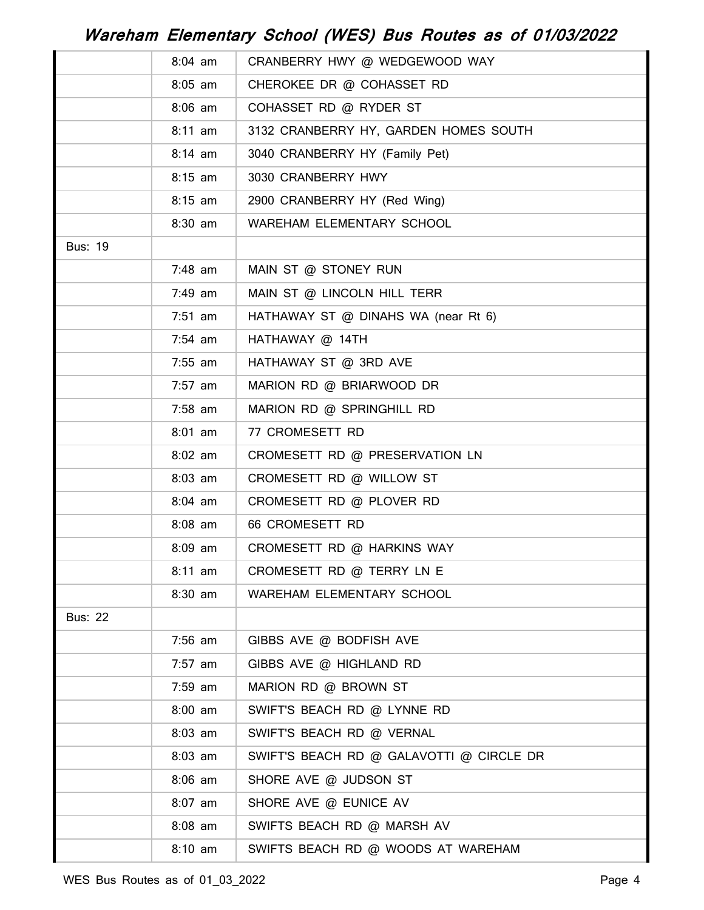| | | |
|---|---|---|
| | 8:04 am | CRANBERRY HWY @ WEDGEWOOD WAY |
| | 8:05 am | CHEROKEE DR @ COHASSET RD |
| | 8:06 am | COHASSET RD @ RYDER ST |
| | 8:11 am | 3132 CRANBERRY HY, GARDEN HOMES SOUTH |
| | 8:14 am | 3040 CRANBERRY HY (Family Pet) |
| | 8:15 am | 3030 CRANBERRY HWY |
| | 8:15 am | 2900 CRANBERRY HY (Red Wing) |
| | 8:30 am | WAREHAM ELEMENTARY SCHOOL |
| Bus: 19 | | |
| | 7:48 am | MAIN ST @ STONEY RUN |
| | 7:49 am | MAIN ST @ LINCOLN HILL TERR |
| | 7:51 am | HATHAWAY ST @ DINAHS WA (near Rt 6) |
| | 7:54 am | HATHAWAY @ 14TH |
| | 7:55 am | HATHAWAY ST @ 3RD AVE |
| | 7:57 am | MARION RD @ BRIARWOOD DR |
| | 7:58 am | MARION RD @ SPRINGHILL RD |
| | 8:01 am | 77 CROMESETT RD |
| | 8:02 am | CROMESETT RD @ PRESERVATION LN |
| | 8:03 am | CROMESETT RD @ WILLOW ST |
| | 8:04 am | CROMESETT RD @ PLOVER RD |
| | 8:08 am | 66 CROMESETT RD |
| | 8:09 am | CROMESETT RD @ HARKINS WAY |
| | 8:11 am | CROMESETT RD @ TERRY LN E |
| | 8:30 am | WAREHAM ELEMENTARY SCHOOL |
| Bus: 22 | | |
| | 7:56 am | GIBBS AVE @ BODFISH AVE |
| | 7:57 am | GIBBS AVE @ HIGHLAND RD |
| | 7:59 am | MARION RD @ BROWN ST |
| | 8:00 am | SWIFT'S BEACH RD @ LYNNE RD |
| | 8:03 am | SWIFT'S BEACH RD @ VERNAL |
| | 8:03 am | SWIFT'S BEACH RD @ GALAVOTTI @ CIRCLE DR |
| | 8:06 am | SHORE AVE @ JUDSON ST |
| | 8:07 am | SHORE AVE @ EUNICE AV |
| | 8:08 am | SWIFTS BEACH RD @ MARSH AV |
| | 8:10 am | SWIFTS BEACH RD @ WOODS AT WAREHAM |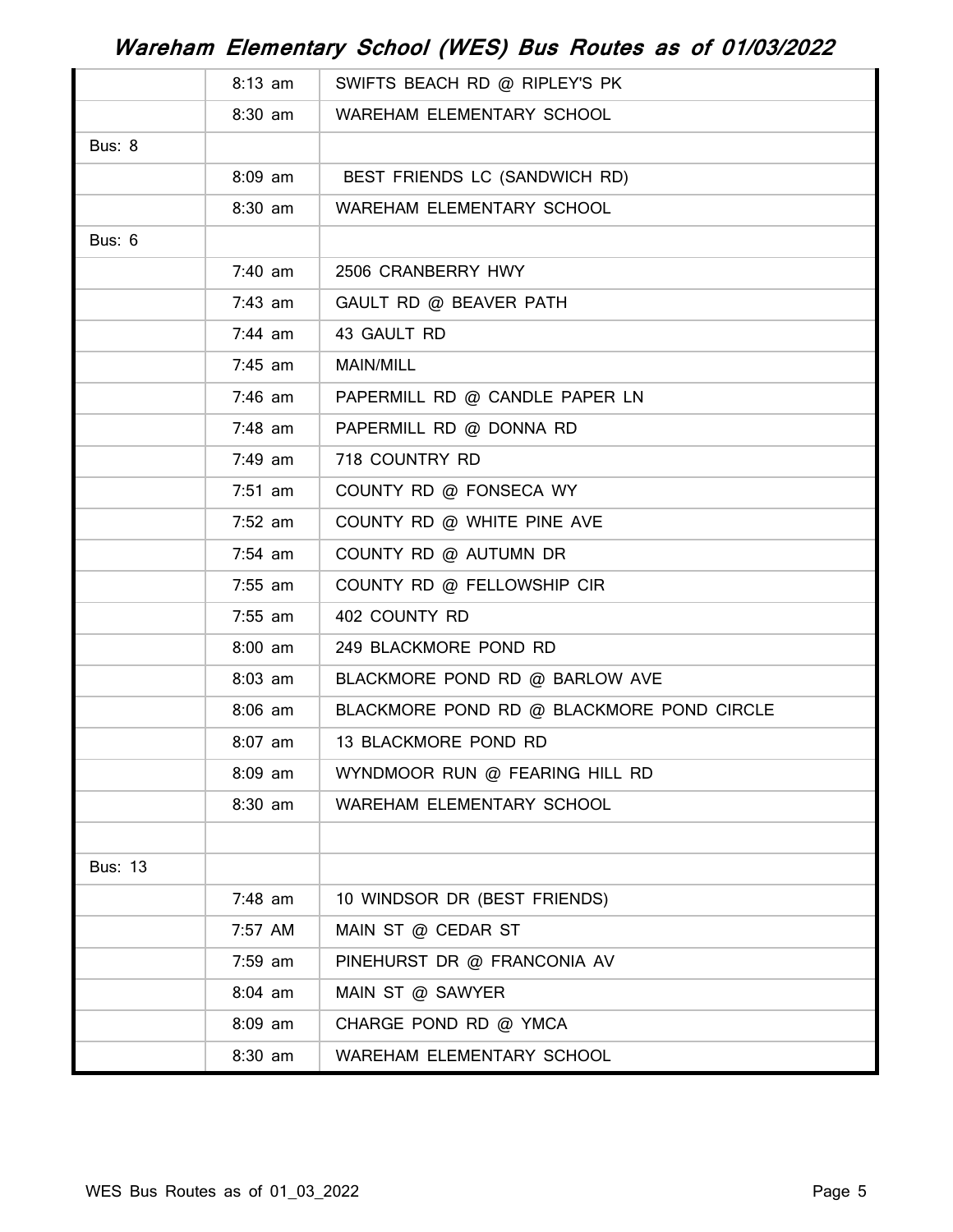| | | |
|---|---|---|
| | 8:13 am | SWIFTS BEACH RD @ RIPLEY'S PK |
| | 8:30 am | WAREHAM ELEMENTARY SCHOOL |
| Bus: 8 | | |
| | 8:09 am | BEST FRIENDS LC (SANDWICH RD) |
| | 8:30 am | WAREHAM ELEMENTARY SCHOOL |
| Bus: 6 | | |
| | 7:40 am | 2506 CRANBERRY HWY |
| | 7:43 am | GAULT RD @ BEAVER PATH |
| | 7:44 am | 43 GAULT RD |
| | 7:45 am | MAIN/MILL |
| | 7:46 am | PAPERMILL RD @ CANDLE PAPER LN |
| | 7:48 am | PAPERMILL RD @ DONNA RD |
| | 7:49 am | 718 COUNTRY RD |
| | 7:51 am | COUNTY RD @ FONSECA WY |
| | 7:52 am | COUNTY RD @ WHITE PINE AVE |
| | 7:54 am | COUNTY RD @ AUTUMN DR |
| | 7:55 am | COUNTY RD @ FELLOWSHIP CIR |
| | 7:55 am | 402 COUNTY RD |
| | 8:00 am | 249 BLACKMORE POND RD |
| | 8:03 am | BLACKMORE POND RD @ BARLOW AVE |
| | 8:06 am | BLACKMORE POND RD @ BLACKMORE POND CIRCLE |
| | 8:07 am | 13 BLACKMORE POND RD |
| | 8:09 am | WYNDMOOR RUN @ FEARING HILL RD |
| | 8:30 am | WAREHAM ELEMENTARY SCHOOL |
| | | |
| Bus: 13 | | |
| | 7:48 am | 10 WINDSOR DR (BEST FRIENDS) |
| | 7:57 AM | MAIN ST @ CEDAR ST |
| | 7:59 am | PINEHURST DR @ FRANCONIA AV |
| | 8:04 am | MAIN ST @ SAWYER |
| | 8:09 am | CHARGE POND RD @ YMCA |
| | 8:30 am | WAREHAM ELEMENTARY SCHOOL |